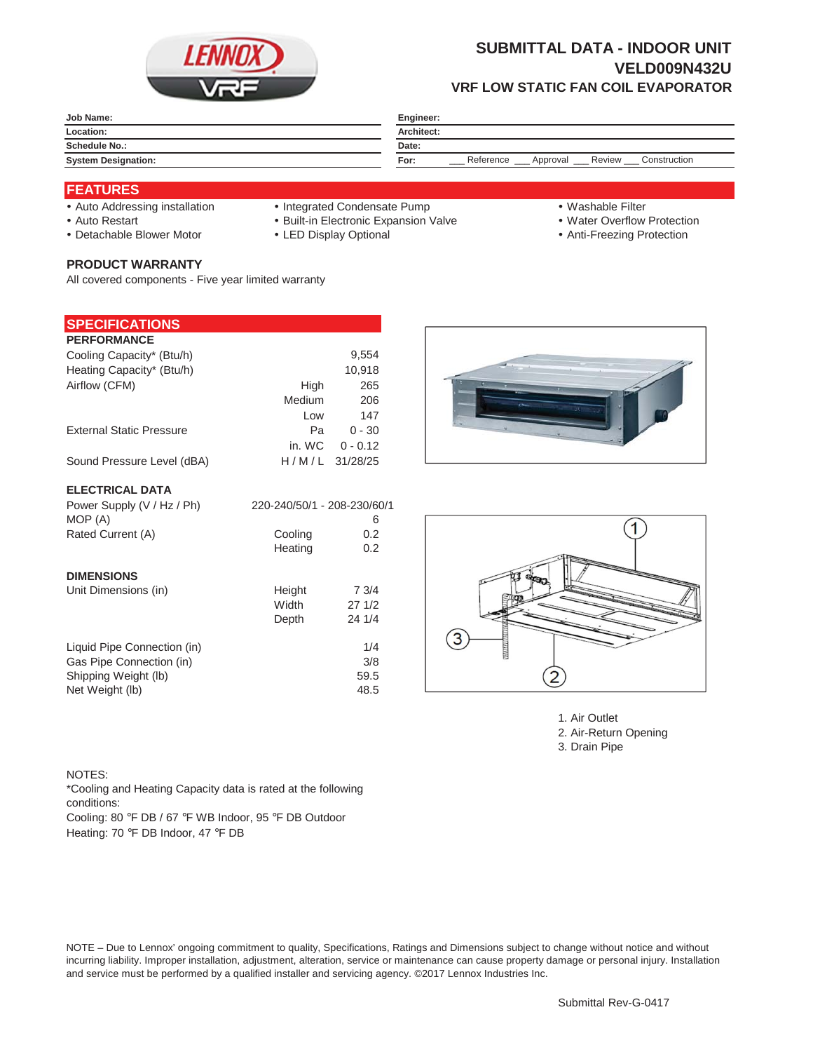# SUBMITTAL DATA - INDOOR UNIT
## VELD009N432U
### VRF LOW STATIC FAN COIL EVAPORATOR

| | | | |
|---|---|---|---|
| **Job Name:** | | **Engineer:** | |
| **Location:** | | **Architect:** | |
| **Schedule No.:** | | **Date:** | |
| **System Designation:** | | **For:** | ___ Reference ___ Approval ___ Review ___ Construction |

## FEATURES

- Auto Addressing installation
- Auto Restart
- Detachable Blower Motor
- Integrated Condensate Pump
- Built-in Electronic Expansion Valve
- LED Display Optional
- Washable Filter
- Water Overflow Protection
- Anti-Freezing Protection

### PRODUCT WARRANTY

All covered components - Five year limited warranty

## SPECIFICATIONS

**PERFORMANCE**

| | | |
|---|---|---|
| Cooling Capacity* (Btu/h) | | 9,554 |
| Heating Capacity* (Btu/h) | | 10,918 |
| Airflow (CFM) | High | 265 |
| | Medium | 206 |
| | Low | 147 |
| External Static Pressure | Pa | 0 - 30 |
| | in. WC | 0 - 0.12 |
| Sound Pressure Level (dBA) | H / M / L | 31/28/25 |

**ELECTRICAL DATA**

| | | |
|---|---|---|
| Power Supply (V / Hz / Ph) | | 220-240/50/1 - 208-230/60/1 |
| MOP (A) | | 6 |
| Rated Current (A) | Cooling | 0.2 |
| | Heating | 0.2 |

**DIMENSIONS**

| | | |
|---|---|---|
| Unit Dimensions (in) | Height | 7 3/4 |
| | Width | 27 1/2 |
| | Depth | 24 1/4 |
| Liquid Pipe Connection (in) | | 1/4 |
| Gas Pipe Connection (in) | | 3/8 |
| Shipping Weight (lb) | | 59.5 |
| Net Weight (lb) | | 48.5 |

1. Air Outlet
2. Air-Return Opening
3. Drain Pipe

NOTES:
*Cooling and Heating Capacity data is rated at the following conditions:
Cooling: 80 °F DB / 67 °F WB Indoor, 95 °F DB Outdoor
Heating: 70 °F DB Indoor, 47 °F DB

NOTE – Due to Lennox' ongoing commitment to quality, Specifications, Ratings and Dimensions subject to change without notice and without incurring liability. Improper installation, adjustment, alteration, service or maintenance can cause property damage or personal injury. Installation and service must be performed by a qualified installer and servicing agency. ©2017 Lennox Industries Inc.

Submittal Rev-G-0417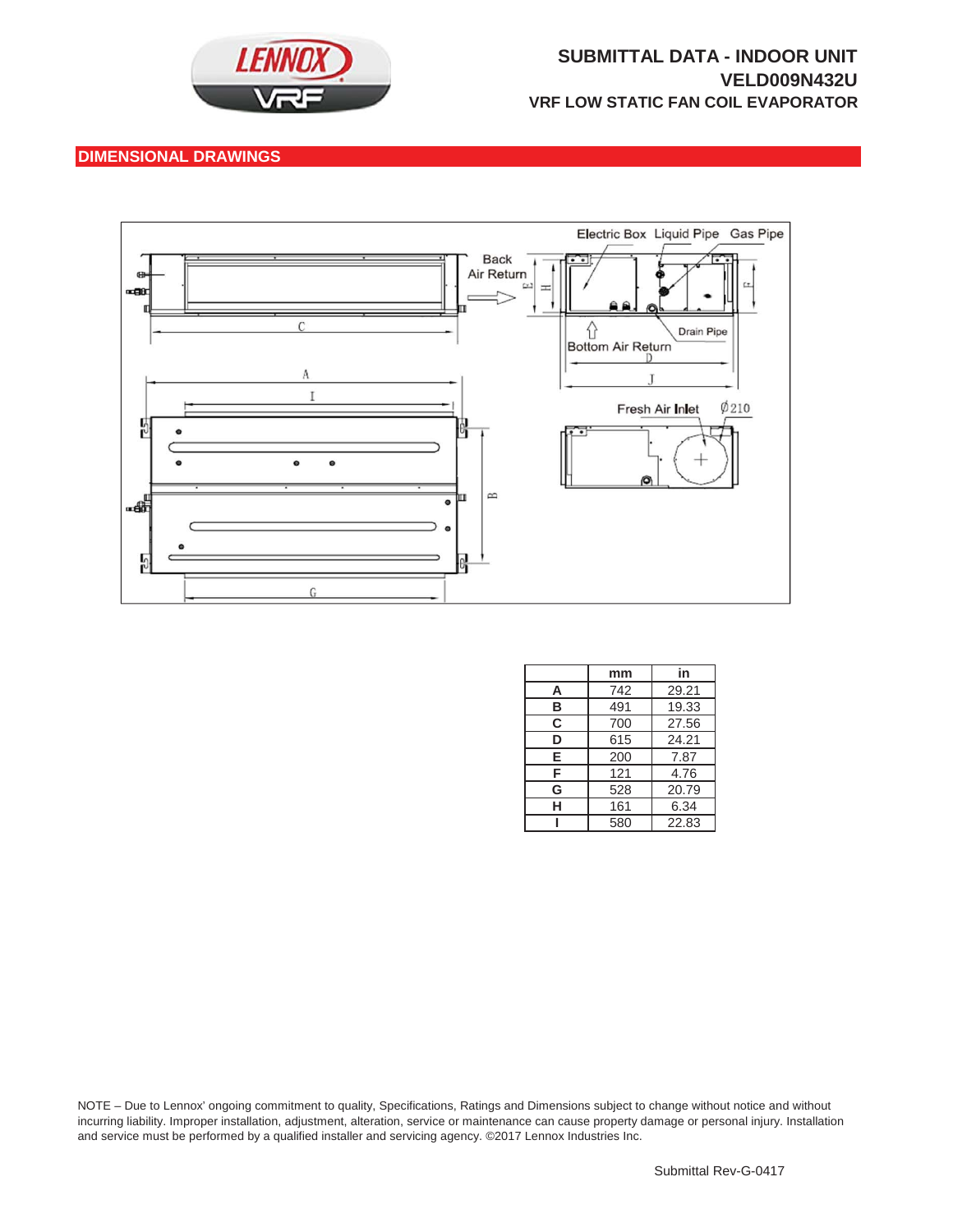# SUBMITTAL DATA - INDOOR UNIT

## VELD009N432U

### VRF LOW STATIC FAN COIL EVAPORATOR

## DIMENSIONAL DRAWINGS

Electric Box
Liquid Pipe
Gas Pipe
Back Air Return
Drain Pipe
Bottom Air Return
Fresh Air Inlet
Ø210
A
B
C
D
E
F
G
H
I
J

| | mm | in |
|---|---|---|
| **A** | 742 | 29.21 |
| **B** | 491 | 19.33 |
| **C** | 700 | 27.56 |
| **D** | 615 | 24.21 |
| **E** | 200 | 7.87 |
| **F** | 121 | 4.76 |
| **G** | 528 | 20.79 |
| **H** | 161 | 6.34 |
| **I** | 580 | 22.83 |

NOTE – Due to Lennox' ongoing commitment to quality, Specifications, Ratings and Dimensions subject to change without notice and without incurring liability. Improper installation, adjustment, alteration, service or maintenance can cause property damage or personal injury. Installation and service must be performed by a qualified installer and servicing agency. ©2017 Lennox Industries Inc.

Submittal Rev-G-0417